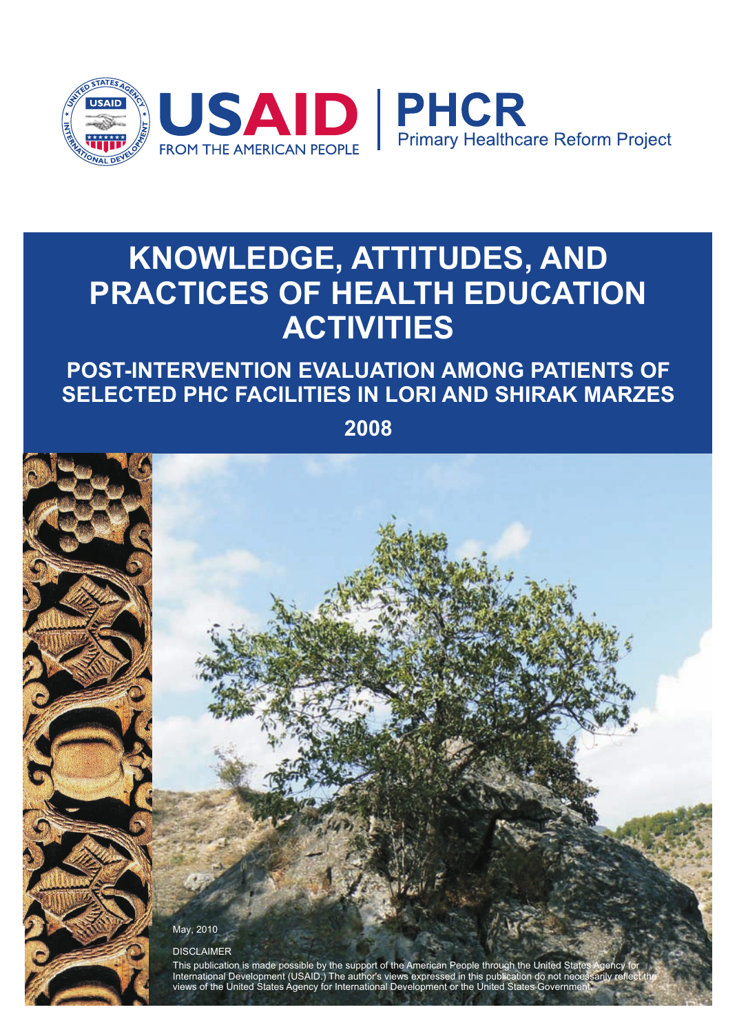USAID
FROM THE AMERICAN PEOPLE

PHCR
Primary Healthcare Reform Project

# KNOWLEDGE, ATTITUDES, AND PRACTICES OF HEALTH EDUCATION ACTIVITIES

## POST-INTERVENTION EVALUATION AMONG PATIENTS OF SELECTED PHC FACILITIES IN LORI AND SHIRAK MARZES

## 2008

May, 2010

DISCLAIMER

This publication is made possible by the support of the American People through the United States Agency for International Development (USAID.) The author's views expressed in this publication do not necessarily reflect the views of the United States Agency for International Development or the United States Government.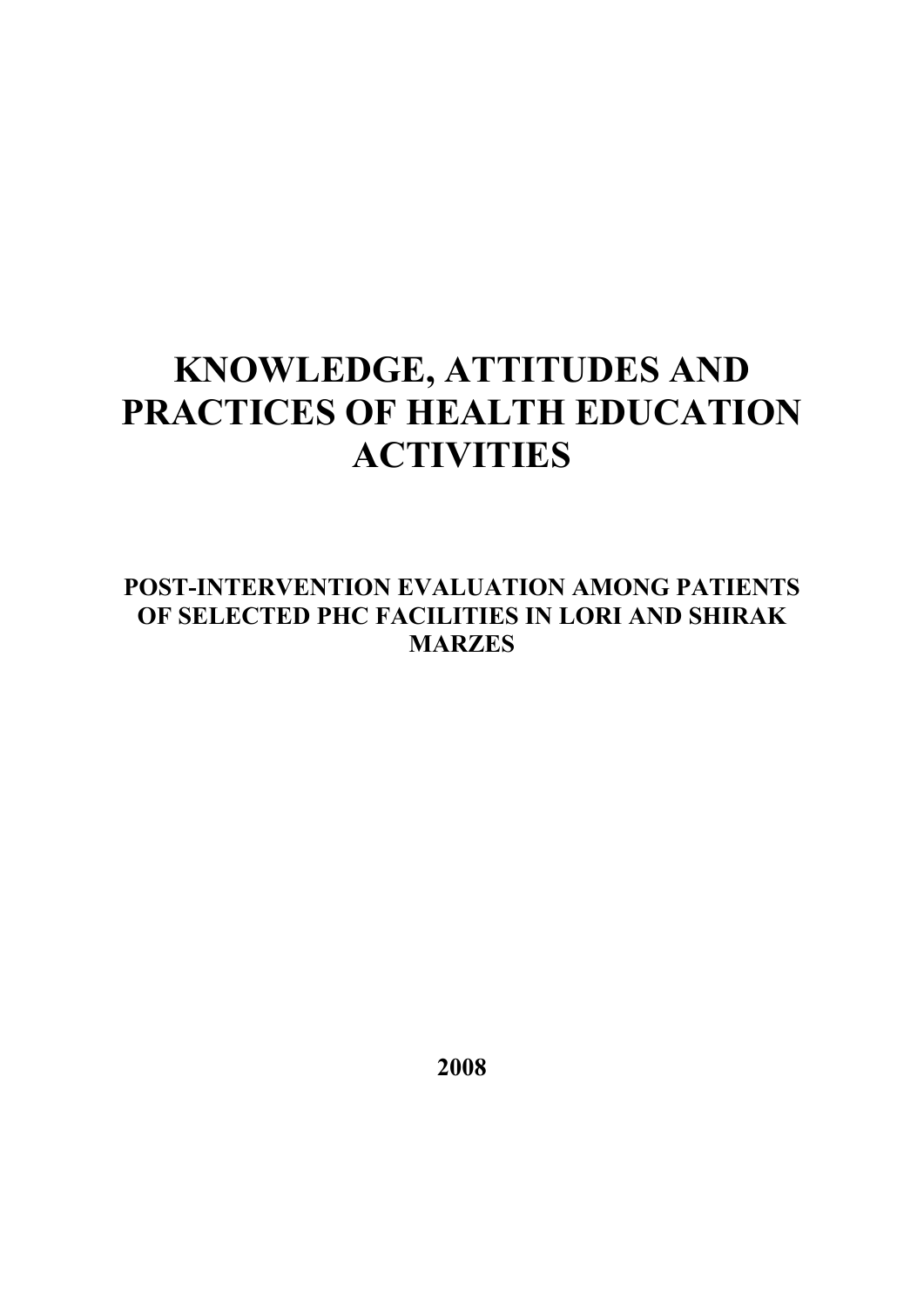# KNOWLEDGE, ATTITUDES AND PRACTICES OF HEALTH EDUCATION ACTIVITIES

## POST-INTERVENTION EVALUATION AMONG PATIENTS OF SELECTED PHC FACILITIES IN LORI AND SHIRAK MARZES

**2008**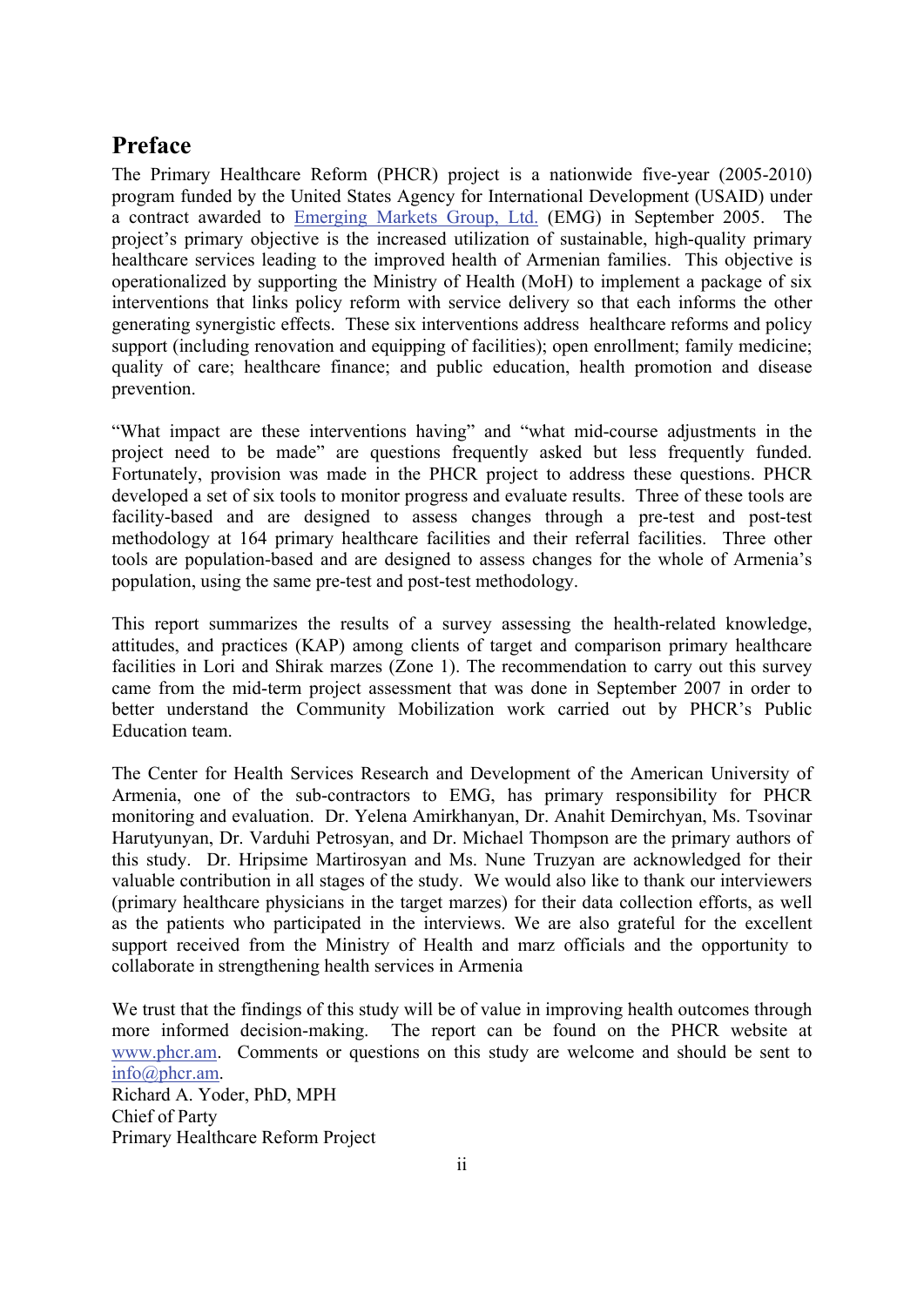## Preface

The Primary Healthcare Reform (PHCR) project is a nationwide five-year (2005-2010) program funded by the United States Agency for International Development (USAID) under a contract awarded to Emerging Markets Group, Ltd. (EMG) in September 2005. The project's primary objective is the increased utilization of sustainable, high-quality primary healthcare services leading to the improved health of Armenian families. This objective is operationalized by supporting the Ministry of Health (MoH) to implement a package of six interventions that links policy reform with service delivery so that each informs the other generating synergistic effects. These six interventions address healthcare reforms and policy support (including renovation and equipping of facilities); open enrollment; family medicine; quality of care; healthcare finance; and public education, health promotion and disease prevention.

"What impact are these interventions having" and "what mid-course adjustments in the project need to be made" are questions frequently asked but less frequently funded. Fortunately, provision was made in the PHCR project to address these questions. PHCR developed a set of six tools to monitor progress and evaluate results. Three of these tools are facility-based and are designed to assess changes through a pre-test and post-test methodology at 164 primary healthcare facilities and their referral facilities. Three other tools are population-based and are designed to assess changes for the whole of Armenia's population, using the same pre-test and post-test methodology.

This report summarizes the results of a survey assessing the health-related knowledge, attitudes, and practices (KAP) among clients of target and comparison primary healthcare facilities in Lori and Shirak marzes (Zone 1). The recommendation to carry out this survey came from the mid-term project assessment that was done in September 2007 in order to better understand the Community Mobilization work carried out by PHCR's Public Education team.

The Center for Health Services Research and Development of the American University of Armenia, one of the sub-contractors to EMG, has primary responsibility for PHCR monitoring and evaluation. Dr. Yelena Amirkhanyan, Dr. Anahit Demirchyan, Ms. Tsovinar Harutyunyan, Dr. Varduhi Petrosyan, and Dr. Michael Thompson are the primary authors of this study. Dr. Hripsime Martirosyan and Ms. Nune Truzyan are acknowledged for their valuable contribution in all stages of the study. We would also like to thank our interviewers (primary healthcare physicians in the target marzes) for their data collection efforts, as well as the patients who participated in the interviews. We are also grateful for the excellent support received from the Ministry of Health and marz officials and the opportunity to collaborate in strengthening health services in Armenia

We trust that the findings of this study will be of value in improving health outcomes through more informed decision-making. The report can be found on the PHCR website at www.phcr.am. Comments or questions on this study are welcome and should be sent to info@phcr.am.

Richard A. Yoder, PhD, MPH
Chief of Party
Primary Healthcare Reform Project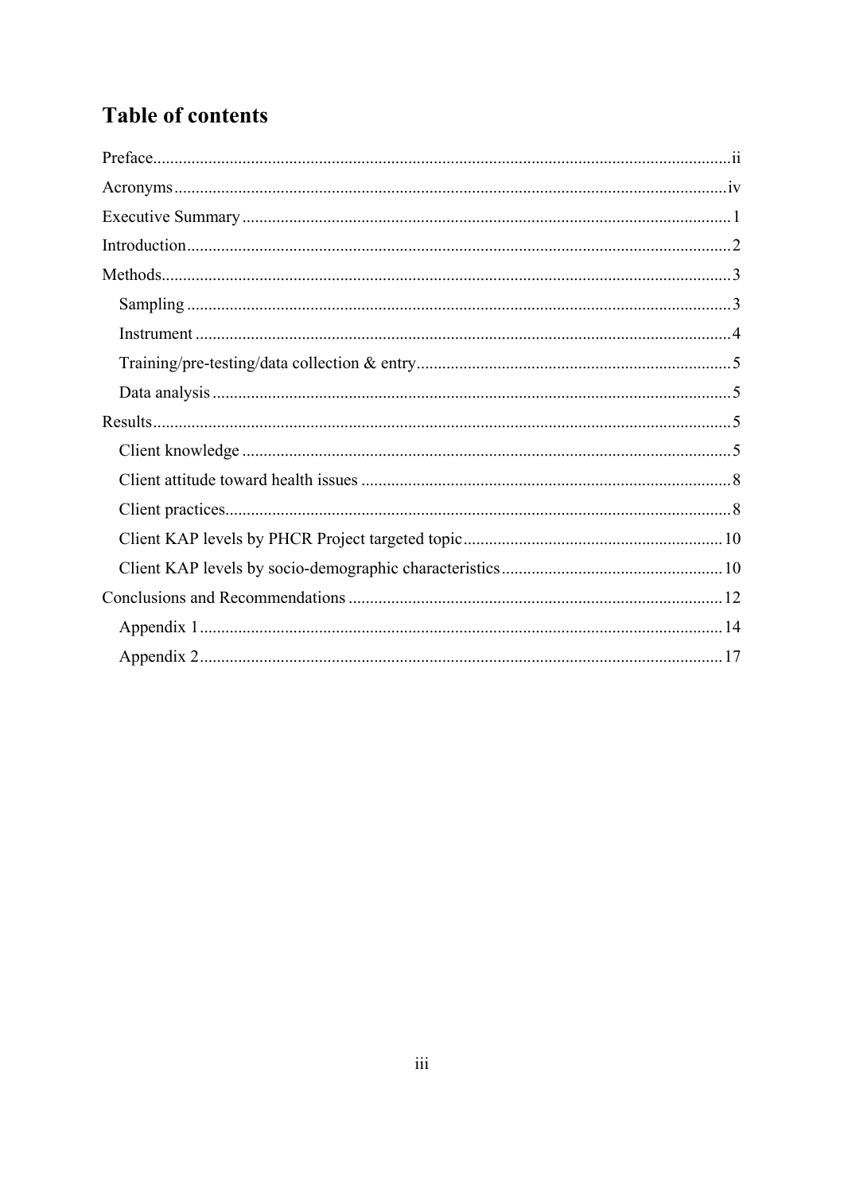# Table of contents

Preface.....ii

Acronyms.....iv

Executive Summary.....1

Introduction.....2

Methods.....3

- Sampling.....3
- Instrument.....4
- Training/pre-testing/data collection & entry.....5
- Data analysis.....5

Results.....5

- Client knowledge.....5
- Client attitude toward health issues.....8
- Client practices.....8
- Client KAP levels by PHCR Project targeted topic.....10
- Client KAP levels by socio-demographic characteristics.....10

Conclusions and Recommendations.....12

- Appendix 1.....14
- Appendix 2.....17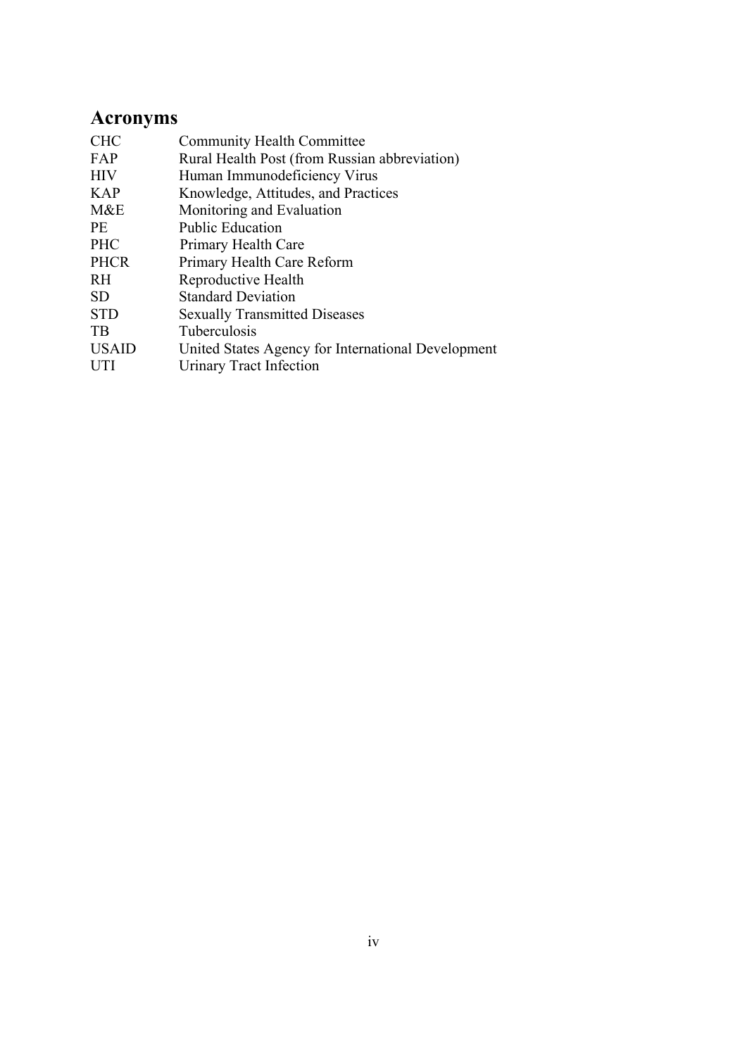## Acronyms

| | |
|---|---|
| CHC | Community Health Committee |
| FAP | Rural Health Post (from Russian abbreviation) |
| HIV | Human Immunodeficiency Virus |
| KAP | Knowledge, Attitudes, and Practices |
| M&E | Monitoring and Evaluation |
| PE | Public Education |
| PHC | Primary Health Care |
| PHCR | Primary Health Care Reform |
| RH | Reproductive Health |
| SD | Standard Deviation |
| STD | Sexually Transmitted Diseases |
| TB | Tuberculosis |
| USAID | United States Agency for International Development |
| UTI | Urinary Tract Infection |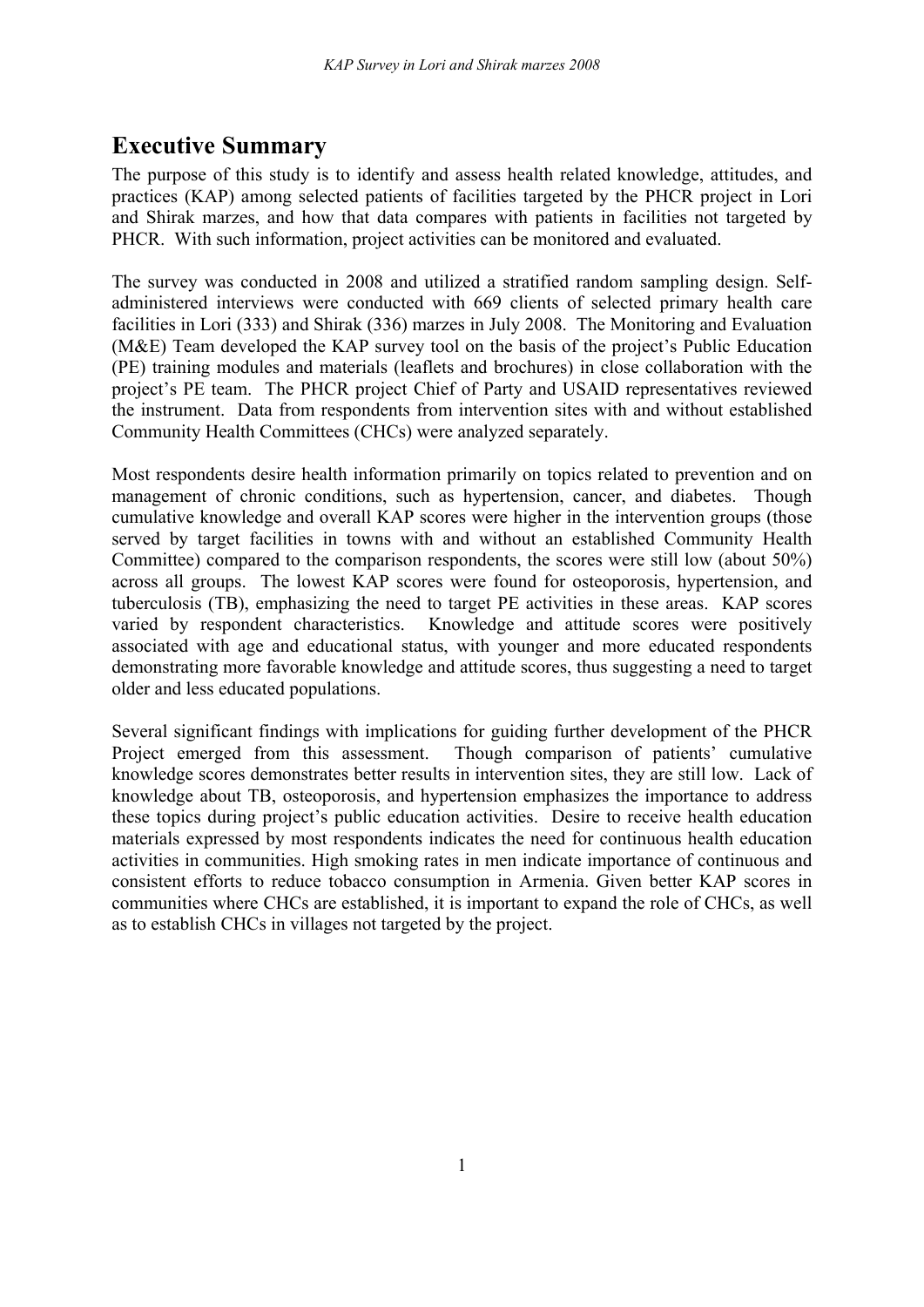## Executive Summary

The purpose of this study is to identify and assess health related knowledge, attitudes, and practices (KAP) among selected patients of facilities targeted by the PHCR project in Lori and Shirak marzes, and how that data compares with patients in facilities not targeted by PHCR. With such information, project activities can be monitored and evaluated.

The survey was conducted in 2008 and utilized a stratified random sampling design. Self-administered interviews were conducted with 669 clients of selected primary health care facilities in Lori (333) and Shirak (336) marzes in July 2008. The Monitoring and Evaluation (M&E) Team developed the KAP survey tool on the basis of the project's Public Education (PE) training modules and materials (leaflets and brochures) in close collaboration with the project's PE team. The PHCR project Chief of Party and USAID representatives reviewed the instrument. Data from respondents from intervention sites with and without established Community Health Committees (CHCs) were analyzed separately.

Most respondents desire health information primarily on topics related to prevention and on management of chronic conditions, such as hypertension, cancer, and diabetes. Though cumulative knowledge and overall KAP scores were higher in the intervention groups (those served by target facilities in towns with and without an established Community Health Committee) compared to the comparison respondents, the scores were still low (about 50%) across all groups. The lowest KAP scores were found for osteoporosis, hypertension, and tuberculosis (TB), emphasizing the need to target PE activities in these areas. KAP scores varied by respondent characteristics. Knowledge and attitude scores were positively associated with age and educational status, with younger and more educated respondents demonstrating more favorable knowledge and attitude scores, thus suggesting a need to target older and less educated populations.

Several significant findings with implications for guiding further development of the PHCR Project emerged from this assessment. Though comparison of patients' cumulative knowledge scores demonstrates better results in intervention sites, they are still low. Lack of knowledge about TB, osteoporosis, and hypertension emphasizes the importance to address these topics during project's public education activities. Desire to receive health education materials expressed by most respondents indicates the need for continuous health education activities in communities. High smoking rates in men indicate importance of continuous and consistent efforts to reduce tobacco consumption in Armenia. Given better KAP scores in communities where CHCs are established, it is important to expand the role of CHCs, as well as to establish CHCs in villages not targeted by the project.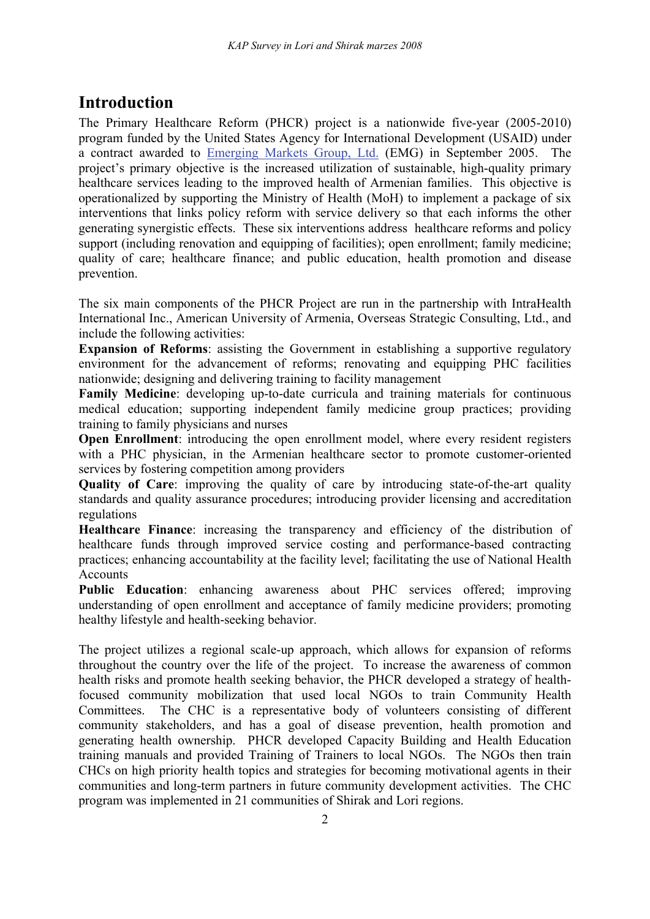# Introduction

The Primary Healthcare Reform (PHCR) project is a nationwide five-year (2005-2010) program funded by the United States Agency for International Development (USAID) under a contract awarded to Emerging Markets Group, Ltd. (EMG) in September 2005. The project's primary objective is the increased utilization of sustainable, high-quality primary healthcare services leading to the improved health of Armenian families. This objective is operationalized by supporting the Ministry of Health (MoH) to implement a package of six interventions that links policy reform with service delivery so that each informs the other generating synergistic effects. These six interventions address healthcare reforms and policy support (including renovation and equipping of facilities); open enrollment; family medicine; quality of care; healthcare finance; and public education, health promotion and disease prevention.

The six main components of the PHCR Project are run in the partnership with IntraHealth International Inc., American University of Armenia, Overseas Strategic Consulting, Ltd., and include the following activities:

**Expansion of Reforms**: assisting the Government in establishing a supportive regulatory environment for the advancement of reforms; renovating and equipping PHC facilities nationwide; designing and delivering training to facility management

**Family Medicine**: developing up-to-date curricula and training materials for continuous medical education; supporting independent family medicine group practices; providing training to family physicians and nurses

**Open Enrollment**: introducing the open enrollment model, where every resident registers with a PHC physician, in the Armenian healthcare sector to promote customer-oriented services by fostering competition among providers

**Quality of Care**: improving the quality of care by introducing state-of-the-art quality standards and quality assurance procedures; introducing provider licensing and accreditation regulations

**Healthcare Finance**: increasing the transparency and efficiency of the distribution of healthcare funds through improved service costing and performance-based contracting practices; enhancing accountability at the facility level; facilitating the use of National Health Accounts

**Public Education**: enhancing awareness about PHC services offered; improving understanding of open enrollment and acceptance of family medicine providers; promoting healthy lifestyle and health-seeking behavior.

The project utilizes a regional scale-up approach, which allows for expansion of reforms throughout the country over the life of the project. To increase the awareness of common health risks and promote health seeking behavior, the PHCR developed a strategy of health-focused community mobilization that used local NGOs to train Community Health Committees. The CHC is a representative body of volunteers consisting of different community stakeholders, and has a goal of disease prevention, health promotion and generating health ownership. PHCR developed Capacity Building and Health Education training manuals and provided Training of Trainers to local NGOs. The NGOs then train CHCs on high priority health topics and strategies for becoming motivational agents in their communities and long-term partners in future community development activities. The CHC program was implemented in 21 communities of Shirak and Lori regions.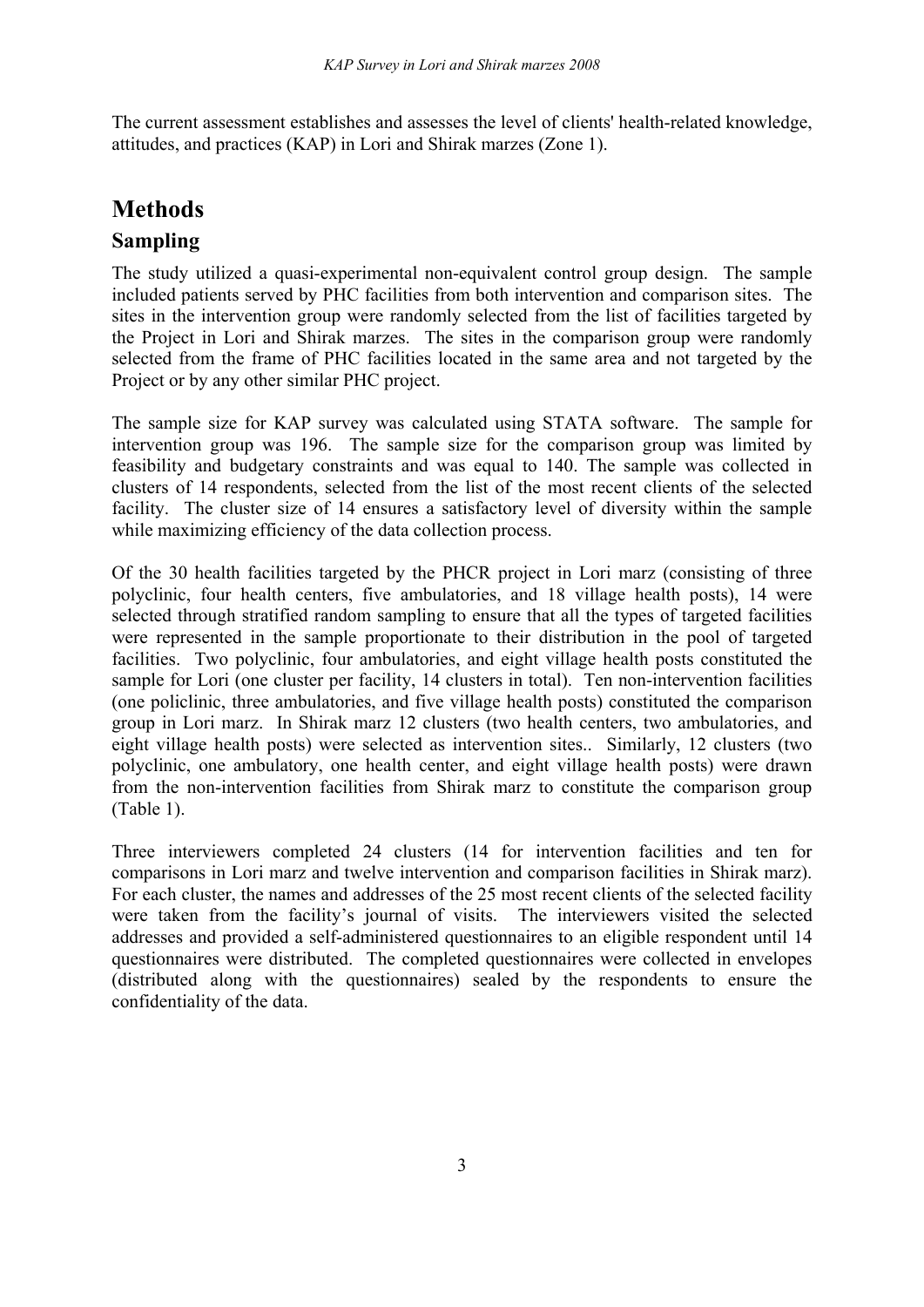The current assessment establishes and assesses the level of clients' health-related knowledge, attitudes, and practices (KAP) in Lori and Shirak marzes (Zone 1).

# Methods

## Sampling

The study utilized a quasi-experimental non-equivalent control group design. The sample included patients served by PHC facilities from both intervention and comparison sites. The sites in the intervention group were randomly selected from the list of facilities targeted by the Project in Lori and Shirak marzes. The sites in the comparison group were randomly selected from the frame of PHC facilities located in the same area and not targeted by the Project or by any other similar PHC project.

The sample size for KAP survey was calculated using STATA software. The sample for intervention group was 196. The sample size for the comparison group was limited by feasibility and budgetary constraints and was equal to 140. The sample was collected in clusters of 14 respondents, selected from the list of the most recent clients of the selected facility. The cluster size of 14 ensures a satisfactory level of diversity within the sample while maximizing efficiency of the data collection process.

Of the 30 health facilities targeted by the PHCR project in Lori marz (consisting of three polyclinic, four health centers, five ambulatories, and 18 village health posts), 14 were selected through stratified random sampling to ensure that all the types of targeted facilities were represented in the sample proportionate to their distribution in the pool of targeted facilities. Two polyclinic, four ambulatories, and eight village health posts constituted the sample for Lori (one cluster per facility, 14 clusters in total). Ten non-intervention facilities (one policlinic, three ambulatories, and five village health posts) constituted the comparison group in Lori marz. In Shirak marz 12 clusters (two health centers, two ambulatories, and eight village health posts) were selected as intervention sites.. Similarly, 12 clusters (two polyclinic, one ambulatory, one health center, and eight village health posts) were drawn from the non-intervention facilities from Shirak marz to constitute the comparison group (Table 1).

Three interviewers completed 24 clusters (14 for intervention facilities and ten for comparisons in Lori marz and twelve intervention and comparison facilities in Shirak marz). For each cluster, the names and addresses of the 25 most recent clients of the selected facility were taken from the facility's journal of visits. The interviewers visited the selected addresses and provided a self-administered questionnaires to an eligible respondent until 14 questionnaires were distributed. The completed questionnaires were collected in envelopes (distributed along with the questionnaires) sealed by the respondents to ensure the confidentiality of the data.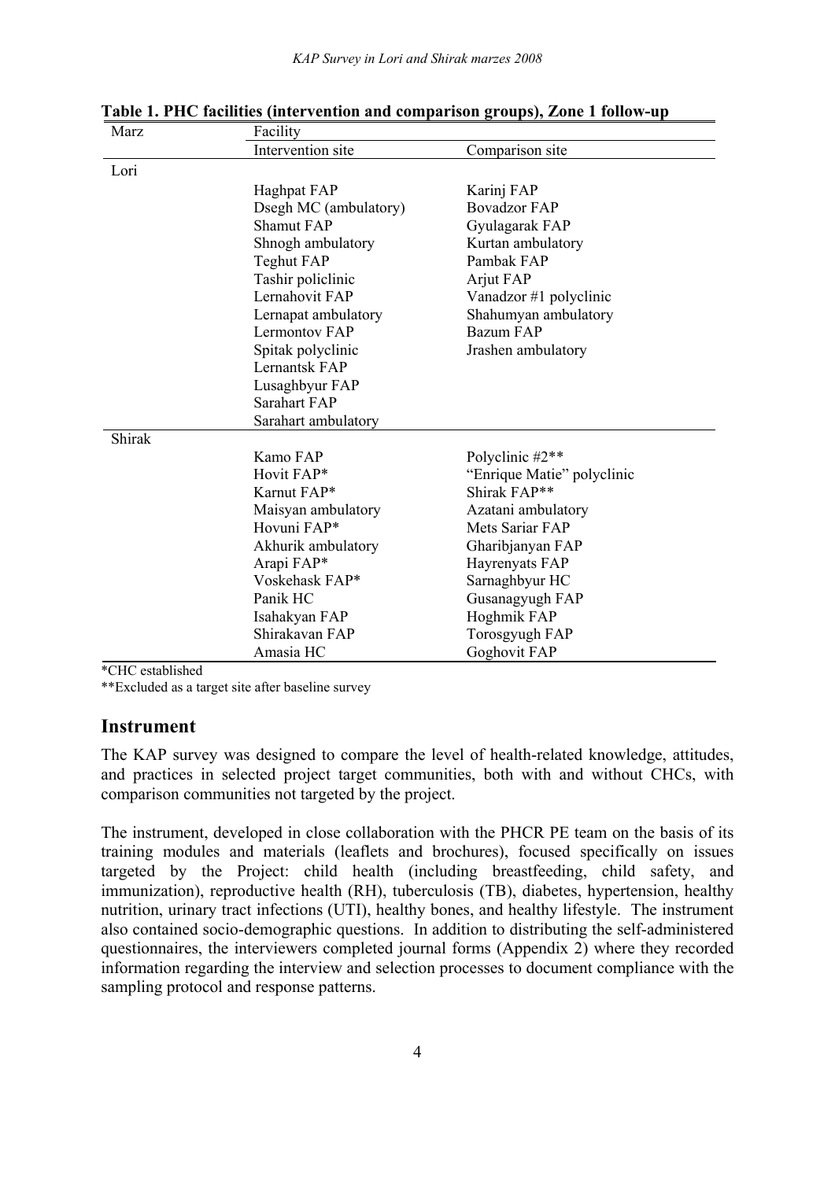**Table 1. PHC facilities (intervention and comparison groups), Zone 1 follow-up**

| Marz | Facility | |
|---|---|---|
| | Intervention site | Comparison site |
| Lori | | |
| | Haghpat FAP | Karinj FAP |
| | Dsegh MC (ambulatory) | Bovadzor FAP |
| | Shamut FAP | Gyulagarak FAP |
| | Shnogh ambulatory | Kurtan ambulatory |
| | Teghut FAP | Pambak FAP |
| | Tashir policlinic | Arjut FAP |
| | Lernahovit FAP | Vanadzor #1 polyclinic |
| | Lernapat ambulatory | Shahumyan ambulatory |
| | Lermontov FAP | Bazum FAP |
| | Spitak polyclinic | Jrashen ambulatory |
| | Lernantsk FAP | |
| | Lusaghbyur FAP | |
| | Sarahart FAP | |
| | Sarahart ambulatory | |
| Shirak | | |
| | Kamo FAP | Polyclinic #2** |
| | Hovit FAP* | "Enrique Matie" polyclinic |
| | Karnut FAP* | Shirak FAP** |
| | Maisyan ambulatory | Azatani ambulatory |
| | Hovuni FAP* | Mets Sariar FAP |
| | Akhurik ambulatory | Gharibjanyan FAP |
| | Arapi FAP* | Hayrenyats FAP |
| | Voskehask FAP* | Sarnaghbyur HC |
| | Panik HC | Gusanagyugh FAP |
| | Isahakyan FAP | Hoghmik FAP |
| | Shirakavan FAP | Torosgyugh FAP |
| | Amasia HC | Goghovit FAP |

*CHC established

**Excluded as a target site after baseline survey

## Instrument

The KAP survey was designed to compare the level of health-related knowledge, attitudes, and practices in selected project target communities, both with and without CHCs, with comparison communities not targeted by the project.

The instrument, developed in close collaboration with the PHCR PE team on the basis of its training modules and materials (leaflets and brochures), focused specifically on issues targeted by the Project: child health (including breastfeeding, child safety, and immunization), reproductive health (RH), tuberculosis (TB), diabetes, hypertension, healthy nutrition, urinary tract infections (UTI), healthy bones, and healthy lifestyle. The instrument also contained socio-demographic questions. In addition to distributing the self-administered questionnaires, the interviewers completed journal forms (Appendix 2) where they recorded information regarding the interview and selection processes to document compliance with the sampling protocol and response patterns.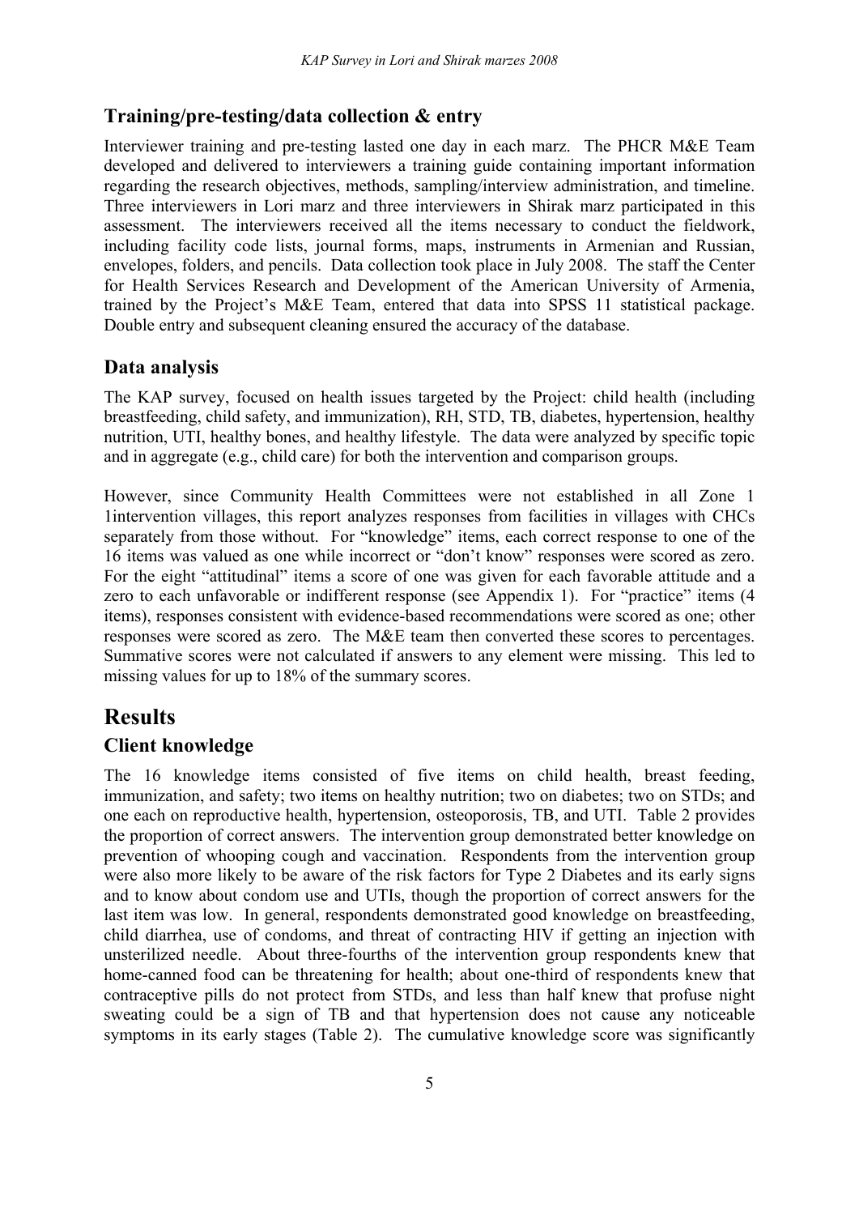## Training/pre-testing/data collection & entry

Interviewer training and pre-testing lasted one day in each marz. The PHCR M&E Team developed and delivered to interviewers a training guide containing important information regarding the research objectives, methods, sampling/interview administration, and timeline. Three interviewers in Lori marz and three interviewers in Shirak marz participated in this assessment. The interviewers received all the items necessary to conduct the fieldwork, including facility code lists, journal forms, maps, instruments in Armenian and Russian, envelopes, folders, and pencils. Data collection took place in July 2008. The staff the Center for Health Services Research and Development of the American University of Armenia, trained by the Project's M&E Team, entered that data into SPSS 11 statistical package. Double entry and subsequent cleaning ensured the accuracy of the database.

## Data analysis

The KAP survey, focused on health issues targeted by the Project: child health (including breastfeeding, child safety, and immunization), RH, STD, TB, diabetes, hypertension, healthy nutrition, UTI, healthy bones, and healthy lifestyle. The data were analyzed by specific topic and in aggregate (e.g., child care) for both the intervention and comparison groups.

However, since Community Health Committees were not established in all Zone 1 1intervention villages, this report analyzes responses from facilities in villages with CHCs separately from those without. For "knowledge" items, each correct response to one of the 16 items was valued as one while incorrect or "don't know" responses were scored as zero. For the eight "attitudinal" items a score of one was given for each favorable attitude and a zero to each unfavorable or indifferent response (see Appendix 1). For "practice" items (4 items), responses consistent with evidence-based recommendations were scored as one; other responses were scored as zero. The M&E team then converted these scores to percentages. Summative scores were not calculated if answers to any element were missing. This led to missing values for up to 18% of the summary scores.

# Results

## Client knowledge

The 16 knowledge items consisted of five items on child health, breast feeding, immunization, and safety; two items on healthy nutrition; two on diabetes; two on STDs; and one each on reproductive health, hypertension, osteoporosis, TB, and UTI. Table 2 provides the proportion of correct answers. The intervention group demonstrated better knowledge on prevention of whooping cough and vaccination. Respondents from the intervention group were also more likely to be aware of the risk factors for Type 2 Diabetes and its early signs and to know about condom use and UTIs, though the proportion of correct answers for the last item was low. In general, respondents demonstrated good knowledge on breastfeeding, child diarrhea, use of condoms, and threat of contracting HIV if getting an injection with unsterilized needle. About three-fourths of the intervention group respondents knew that home-canned food can be threatening for health; about one-third of respondents knew that contraceptive pills do not protect from STDs, and less than half knew that profuse night sweating could be a sign of TB and that hypertension does not cause any noticeable symptoms in its early stages (Table 2). The cumulative knowledge score was significantly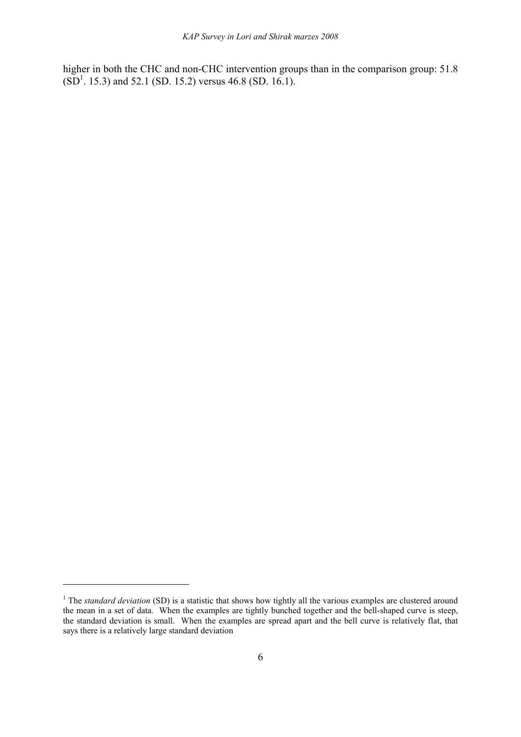higher in both the CHC and non-CHC intervention groups than in the comparison group: 51.8 (SD[1]. 15.3) and 52.1 (SD. 15.2) versus 46.8 (SD. 16.1).

---

[1] The *standard deviation* (SD) is a statistic that shows how tightly all the various examples are clustered around the mean in a set of data. When the examples are tightly bunched together and the bell-shaped curve is steep, the standard deviation is small. When the examples are spread apart and the bell curve is relatively flat, that says there is a relatively large standard deviation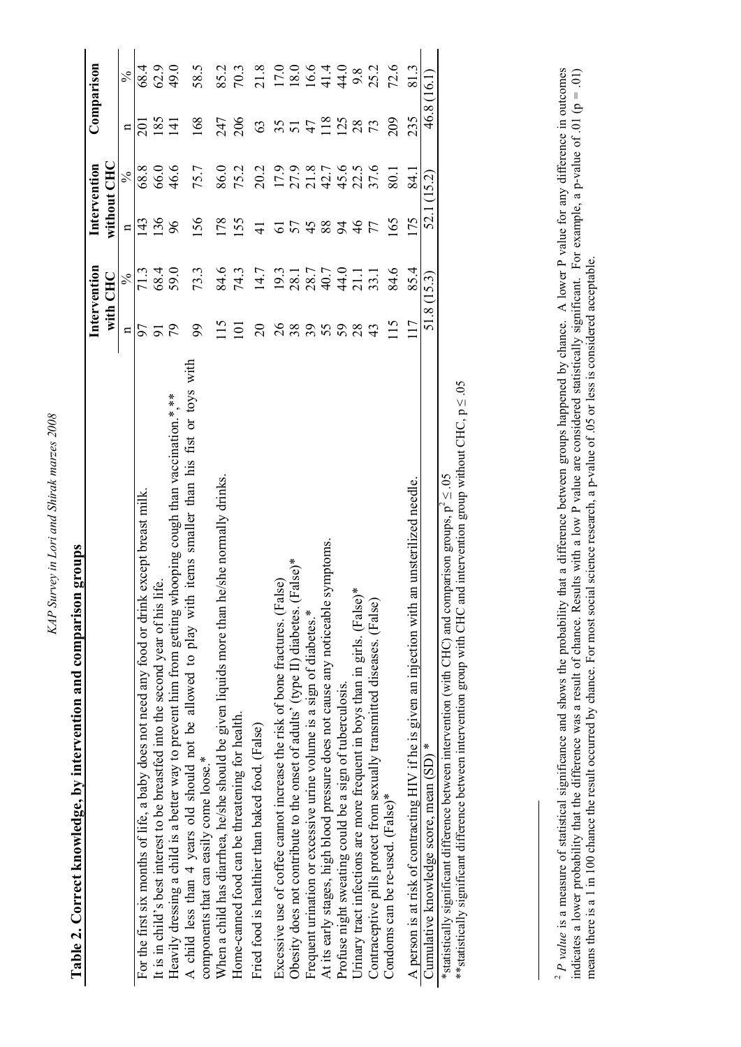**Table 2. Correct knowledge, by intervention and comparison groups**

| | Intervention with CHC | | Intervention without CHC | | Comparison | |
|---|---|---|---|---|---|---|
| | n | % | n | % | n | % |
| For the first six months of life, a baby does not need any food or drink except breast milk. | 97 | 71.3 | 143 | 68.8 | 201 | 68.4 |
| It is in child's best interest to be breastfed into the second year of his life. | 91 | 68.4 | 136 | 66.0 | 185 | 62.9 |
| Heavily dressing a child is a better way to prevent him from getting whooping cough than vaccination.*,** | 79 | 59.0 | 96 | 46.6 | 141 | 49.0 |
| A child less than 4 years old should not be allowed to play with items smaller than his fist or toys with components that can easily come loose.* | 99 | 73.3 | 156 | 75.7 | 168 | 58.5 |
| When a child has diarrhea, he/she should be given liquids more than he/she normally drinks. | 115 | 84.6 | 178 | 86.0 | 247 | 85.2 |
| Home-canned food can be threatening for health. | 101 | 74.3 | 155 | 75.2 | 206 | 70.3 |
| Fried food is healthier than baked food. (False) | 20 | 14.7 | 41 | 20.2 | 63 | 21.8 |
| Excessive use of coffee cannot increase the risk of bone fractures. (False) | 26 | 19.3 | 61 | 17.9 | 35 | 17.0 |
| Obesity does not contribute to the onset of adults' (type II) diabetes. (False)* | 38 | 28.1 | 57 | 27.9 | 51 | 18.0 |
| Frequent urination or excessive urine volume is a sign of diabetes.* | 39 | 28.7 | 45 | 21.8 | 47 | 16.6 |
| At its early stages, high blood pressure does not cause any noticeable symptoms. | 55 | 40.7 | 88 | 42.7 | 118 | 41.4 |
| Profuse night sweating could be a sign of tuberculosis. | 59 | 44.0 | 94 | 45.6 | 125 | 44.0 |
| Urinary tract infections are more frequent in boys than in girls. (False)* | 28 | 21.1 | 46 | 22.5 | 28 | 9.8 |
| Contraceptive pills protect from sexually transmitted diseases. (False) | 43 | 33.1 | 77 | 37.6 | 73 | 25.2 |
| Condoms can be re-used. (False)* | 115 | 84.6 | 165 | 80.1 | 209 | 72.6 |
| A person is at risk of contracting HIV if he is given an injection with an unsterilized needle. | 117 | 85.4 | 175 | 84.1 | 235 | 81.3 |
| Cumulative knowledge score, mean (SD) * | 51.8 (15.3) | | 52.1 (15.2) | | 46.8 (16.1) | |

*statistically significant difference between intervention (with CHC) and comparison groups, $p^2 \leq .05$
**statistically significant difference between intervention group with CHC and intervention group without CHC, $p \leq .05$

[2] *P value* is a measure of statistical significance and shows the probability that a difference between groups happened by chance. A lower P value for any difference in outcomes indicates a lower probability that the difference was a result of chance. Results with a low P value are considered statistically significant. For example, a p-value of .01 (p = .01) means there is a 1 in 100 chance the result occurred by chance. For most social science research, a p-value of .05 or less is considered acceptable.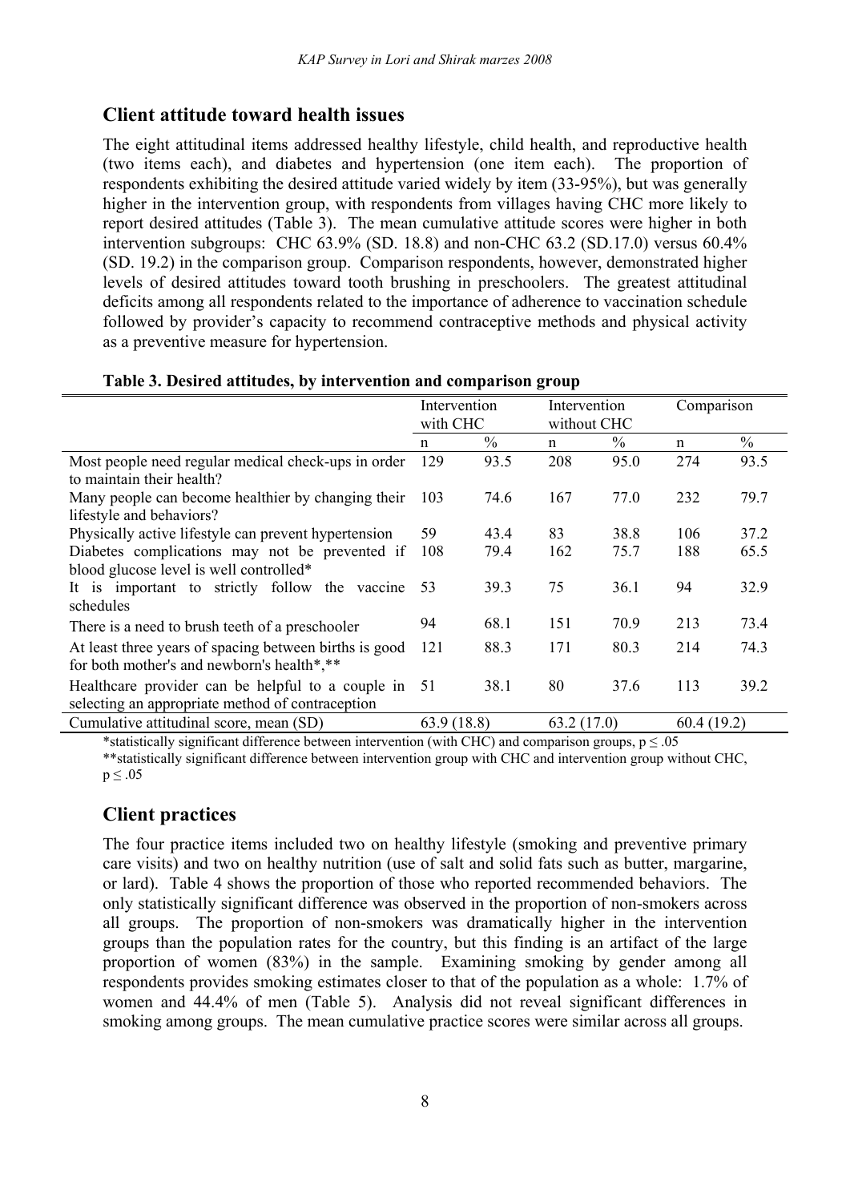## Client attitude toward health issues

The eight attitudinal items addressed healthy lifestyle, child health, and reproductive health (two items each), and diabetes and hypertension (one item each). The proportion of respondents exhibiting the desired attitude varied widely by item (33-95%), but was generally higher in the intervention group, with respondents from villages having CHC more likely to report desired attitudes (Table 3). The mean cumulative attitude scores were higher in both intervention subgroups: CHC 63.9% (SD. 18.8) and non-CHC 63.2 (SD.17.0) versus 60.4% (SD. 19.2) in the comparison group. Comparison respondents, however, demonstrated higher levels of desired attitudes toward tooth brushing in preschoolers. The greatest attitudinal deficits among all respondents related to the importance of adherence to vaccination schedule followed by provider's capacity to recommend contraceptive methods and physical activity as a preventive measure for hypertension.

**Table 3. Desired attitudes, by intervention and comparison group**

| | Intervention with CHC | | Intervention without CHC | | Comparison | |
|---|---|---|---|---|---|---|
| | n | % | n | % | n | % |
| Most people need regular medical check-ups in order to maintain their health? | 129 | 93.5 | 208 | 95.0 | 274 | 93.5 |
| Many people can become healthier by changing their lifestyle and behaviors? | 103 | 74.6 | 167 | 77.0 | 232 | 79.7 |
| Physically active lifestyle can prevent hypertension | 59 | 43.4 | 83 | 38.8 | 106 | 37.2 |
| Diabetes complications may not be prevented if blood glucose level is well controlled* | 108 | 79.4 | 162 | 75.7 | 188 | 65.5 |
| It is important to strictly follow the vaccine schedules | 53 | 39.3 | 75 | 36.1 | 94 | 32.9 |
| There is a need to brush teeth of a preschooler | 94 | 68.1 | 151 | 70.9 | 213 | 73.4 |
| At least three years of spacing between births is good for both mother's and newborn's health*,** | 121 | 88.3 | 171 | 80.3 | 214 | 74.3 |
| Healthcare provider can be helpful to a couple in selecting an appropriate method of contraception | 51 | 38.1 | 80 | 37.6 | 113 | 39.2 |
| Cumulative attitudinal score, mean (SD) | 63.9 (18.8) | | 63.2 (17.0) | | 60.4 (19.2) | |

*statistically significant difference between intervention (with CHC) and comparison groups, $p \leq .05$

**statistically significant difference between intervention group with CHC and intervention group without CHC, $p \leq .05$

## Client practices

The four practice items included two on healthy lifestyle (smoking and preventive primary care visits) and two on healthy nutrition (use of salt and solid fats such as butter, margarine, or lard). Table 4 shows the proportion of those who reported recommended behaviors. The only statistically significant difference was observed in the proportion of non-smokers across all groups. The proportion of non-smokers was dramatically higher in the intervention groups than the population rates for the country, but this finding is an artifact of the large proportion of women (83%) in the sample. Examining smoking by gender among all respondents provides smoking estimates closer to that of the population as a whole: 1.7% of women and 44.4% of men (Table 5). Analysis did not reveal significant differences in smoking among groups. The mean cumulative practice scores were similar across all groups.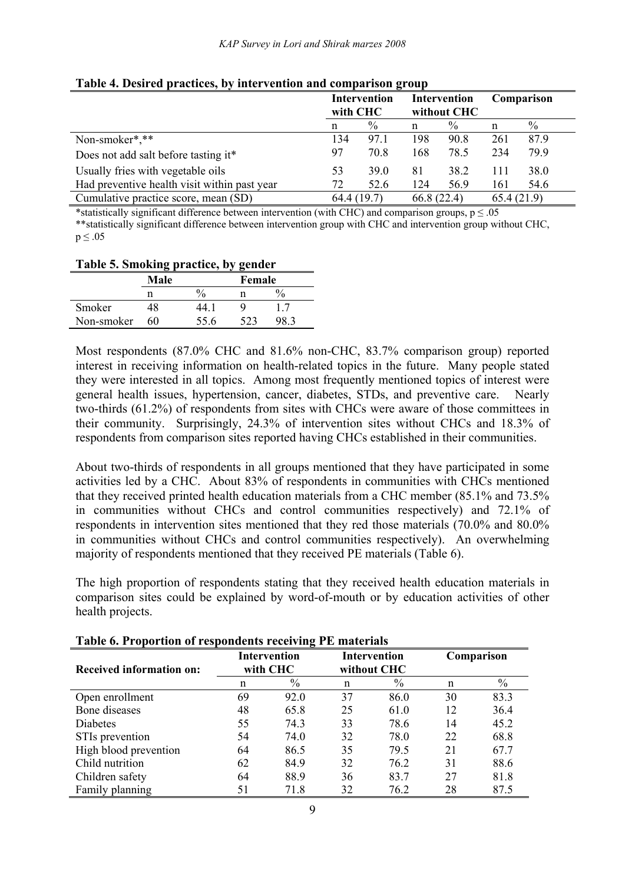**Table 4. Desired practices, by intervention and comparison group**

| | Intervention with CHC | | Intervention without CHC | | Comparison | |
|---|---|---|---|---|---|---|
| | n | % | n | % | n | % |
| Non-smoker*,** | 134 | 97.1 | 198 | 90.8 | 261 | 87.9 |
| Does not add salt before tasting it* | 97 | 70.8 | 168 | 78.5 | 234 | 79.9 |
| Usually fries with vegetable oils | 53 | 39.0 | 81 | 38.2 | 111 | 38.0 |
| Had preventive health visit within past year | 72 | 52.6 | 124 | 56.9 | 161 | 54.6 |
| Cumulative practice score, mean (SD) | 64.4 (19.7) | | 66.8 (22.4) | | 65.4 (21.9) | |

*statistically significant difference between intervention (with CHC) and comparison groups, $p \leq .05$

**statistically significant difference between intervention group with CHC and intervention group without CHC, $p \leq .05$

**Table 5. Smoking practice, by gender**

| | Male | | Female | |
|---|---|---|---|---|
| | n | % | n | % |
| Smoker | 48 | 44.1 | 9 | 1.7 |
| Non-smoker | 60 | 55.6 | 523 | 98.3 |

Most respondents (87.0% CHC and 81.6% non-CHC, 83.7% comparison group) reported interest in receiving information on health-related topics in the future. Many people stated they were interested in all topics. Among most frequently mentioned topics of interest were general health issues, hypertension, cancer, diabetes, STDs, and preventive care. Nearly two-thirds (61.2%) of respondents from sites with CHCs were aware of those committees in their community. Surprisingly, 24.3% of intervention sites without CHCs and 18.3% of respondents from comparison sites reported having CHCs established in their communities.

About two-thirds of respondents in all groups mentioned that they have participated in some activities led by a CHC. About 83% of respondents in communities with CHCs mentioned that they received printed health education materials from a CHC member (85.1% and 73.5% in communities without CHCs and control communities respectively) and 72.1% of respondents in intervention sites mentioned that they red those materials (70.0% and 80.0% in communities without CHCs and control communities respectively). An overwhelming majority of respondents mentioned that they received PE materials (Table 6).

The high proportion of respondents stating that they received health education materials in comparison sites could be explained by word-of-mouth or by education activities of other health projects.

**Table 6. Proportion of respondents receiving PE materials**

| Received information on: | Intervention with CHC | | Intervention without CHC | | Comparison | |
|---|---|---|---|---|---|---|
| | n | % | n | % | n | % |
| Open enrollment | 69 | 92.0 | 37 | 86.0 | 30 | 83.3 |
| Bone diseases | 48 | 65.8 | 25 | 61.0 | 12 | 36.4 |
| Diabetes | 55 | 74.3 | 33 | 78.6 | 14 | 45.2 |
| STIs prevention | 54 | 74.0 | 32 | 78.0 | 22 | 68.8 |
| High blood prevention | 64 | 86.5 | 35 | 79.5 | 21 | 67.7 |
| Child nutrition | 62 | 84.9 | 32 | 76.2 | 31 | 88.6 |
| Children safety | 64 | 88.9 | 36 | 83.7 | 27 | 81.8 |
| Family planning | 51 | 71.8 | 32 | 76.2 | 28 | 87.5 |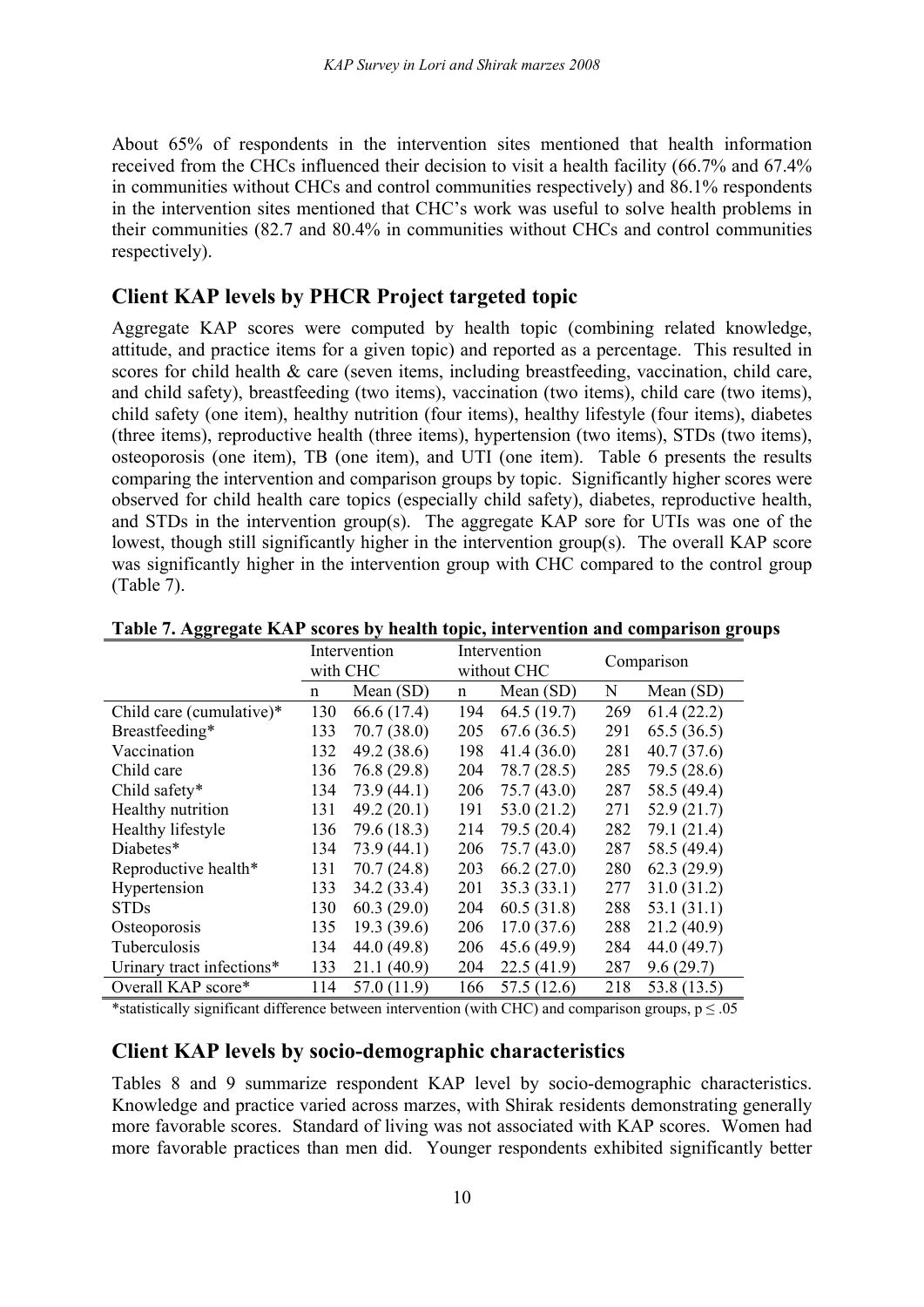About 65% of respondents in the intervention sites mentioned that health information received from the CHCs influenced their decision to visit a health facility (66.7% and 67.4% in communities without CHCs and control communities respectively) and 86.1% respondents in the intervention sites mentioned that CHC's work was useful to solve health problems in their communities (82.7 and 80.4% in communities without CHCs and control communities respectively).

## Client KAP levels by PHCR Project targeted topic

Aggregate KAP scores were computed by health topic (combining related knowledge, attitude, and practice items for a given topic) and reported as a percentage. This resulted in scores for child health & care (seven items, including breastfeeding, vaccination, child care, and child safety), breastfeeding (two items), vaccination (two items), child care (two items), child safety (one item), healthy nutrition (four items), healthy lifestyle (four items), diabetes (three items), reproductive health (three items), hypertension (two items), STDs (two items), osteoporosis (one item), TB (one item), and UTI (one item). Table 6 presents the results comparing the intervention and comparison groups by topic. Significantly higher scores were observed for child health care topics (especially child safety), diabetes, reproductive health, and STDs in the intervention group(s). The aggregate KAP sore for UTIs was one of the lowest, though still significantly higher in the intervention group(s). The overall KAP score was significantly higher in the intervention group with CHC compared to the control group (Table 7).

**Table 7. Aggregate KAP scores by health topic, intervention and comparison groups**

| | Intervention with CHC | | Intervention without CHC | | Comparison | |
|---|---|---|---|---|---|---|
| | n | Mean (SD) | n | Mean (SD) | N | Mean (SD) |
| Child care (cumulative)* | 130 | 66.6 (17.4) | 194 | 64.5 (19.7) | 269 | 61.4 (22.2) |
| Breastfeeding* | 133 | 70.7 (38.0) | 205 | 67.6 (36.5) | 291 | 65.5 (36.5) |
| Vaccination | 132 | 49.2 (38.6) | 198 | 41.4 (36.0) | 281 | 40.7 (37.6) |
| Child care | 136 | 76.8 (29.8) | 204 | 78.7 (28.5) | 285 | 79.5 (28.6) |
| Child safety* | 134 | 73.9 (44.1) | 206 | 75.7 (43.0) | 287 | 58.5 (49.4) |
| Healthy nutrition | 131 | 49.2 (20.1) | 191 | 53.0 (21.2) | 271 | 52.9 (21.7) |
| Healthy lifestyle | 136 | 79.6 (18.3) | 214 | 79.5 (20.4) | 282 | 79.1 (21.4) |
| Diabetes* | 134 | 73.9 (44.1) | 206 | 75.7 (43.0) | 287 | 58.5 (49.4) |
| Reproductive health* | 131 | 70.7 (24.8) | 203 | 66.2 (27.0) | 280 | 62.3 (29.9) |
| Hypertension | 133 | 34.2 (33.4) | 201 | 35.3 (33.1) | 277 | 31.0 (31.2) |
| STDs | 130 | 60.3 (29.0) | 204 | 60.5 (31.8) | 288 | 53.1 (31.1) |
| Osteoporosis | 135 | 19.3 (39.6) | 206 | 17.0 (37.6) | 288 | 21.2 (40.9) |
| Tuberculosis | 134 | 44.0 (49.8) | 206 | 45.6 (49.9) | 284 | 44.0 (49.7) |
| Urinary tract infections* | 133 | 21.1 (40.9) | 204 | 22.5 (41.9) | 287 | 9.6 (29.7) |
| Overall KAP score* | 114 | 57.0 (11.9) | 166 | 57.5 (12.6) | 218 | 53.8 (13.5) |

*statistically significant difference between intervention (with CHC) and comparison groups, $p \leq .05$

## Client KAP levels by socio-demographic characteristics

Tables 8 and 9 summarize respondent KAP level by socio-demographic characteristics. Knowledge and practice varied across marzes, with Shirak residents demonstrating generally more favorable scores. Standard of living was not associated with KAP scores. Women had more favorable practices than men did. Younger respondents exhibited significantly better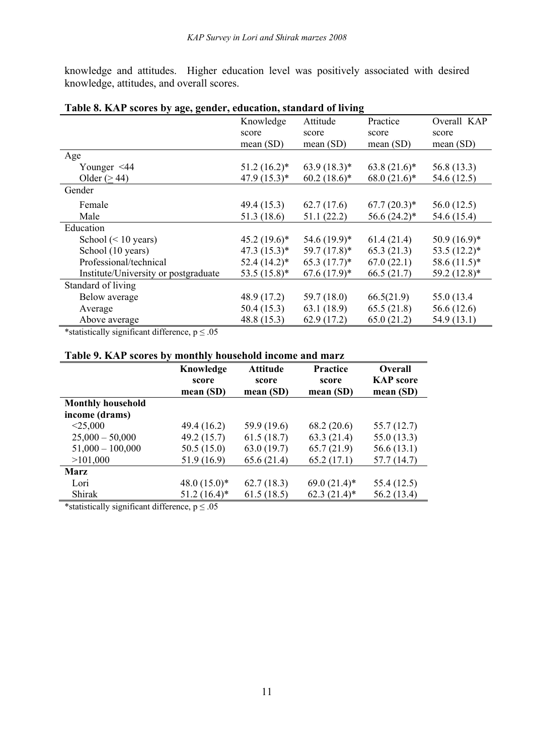knowledge and attitudes. Higher education level was positively associated with desired knowledge, attitudes, and overall scores.

**Table 8. KAP scores by age, gender, education, standard of living**

| | Knowledge score mean (SD) | Attitude score mean (SD) | Practice score mean (SD) | Overall KAP score mean (SD) |
|---|---|---|---|---|
| Age | | | | |
| Younger <44 | 51.2 (16.2)* | 63.9 (18.3)* | 63.8 (21.6)* | 56.8 (13.3) |
| Older (≥ 44) | 47.9 (15.3)* | 60.2 (18.6)* | 68.0 (21.6)* | 54.6 (12.5) |
| Gender | | | | |
| Female | 49.4 (15.3) | 62.7 (17.6) | 67.7 (20.3)* | 56.0 (12.5) |
| Male | 51.3 (18.6) | 51.1 (22.2) | 56.6 (24.2)* | 54.6 (15.4) |
| Education | | | | |
| School (< 10 years) | 45.2 (19.6)* | 54.6 (19.9)* | 61.4 (21.4) | 50.9 (16.9)* |
| School (10 years) | 47.3 (15.3)* | 59.7 (17.8)* | 65.3 (21.3) | 53.5 (12.2)* |
| Professional/technical | 52.4 (14.2)* | 65.3 (17.7)* | 67.0 (22.1) | 58.6 (11.5)* |
| Institute/University or postgraduate | 53.5 (15.8)* | 67.6 (17.9)* | 66.5 (21.7) | 59.2 (12.8)* |
| Standard of living | | | | |
| Below average | 48.9 (17.2) | 59.7 (18.0) | 66.5(21.9) | 55.0 (13.4 |
| Average | 50.4 (15.3) | 63.1 (18.9) | 65.5 (21.8) | 56.6 (12.6) |
| Above average | 48.8 (15.3) | 62.9 (17.2) | 65.0 (21.2) | 54.9 (13.1) |

*statistically significant difference, $p \leq .05$

**Table 9. KAP scores by monthly household income and marz**

| | **Knowledge score mean (SD)** | **Attitude score mean (SD)** | **Practice score mean (SD)** | **Overall KAP score mean (SD)** |
|---|---|---|---|---|
| **Monthly household income (drams)** | | | | |
| <25,000 | 49.4 (16.2) | 59.9 (19.6) | 68.2 (20.6) | 55.7 (12.7) |
| 25,000 – 50,000 | 49.2 (15.7) | 61.5 (18.7) | 63.3 (21.4) | 55.0 (13.3) |
| 51,000 – 100,000 | 50.5 (15.0) | 63.0 (19.7) | 65.7 (21.9) | 56.6 (13.1) |
| >101,000 | 51.9 (16.9) | 65.6 (21.4) | 65.2 (17.1) | 57.7 (14.7) |
| **Marz** | | | | |
| Lori | 48.0 (15.0)* | 62.7 (18.3) | 69.0 (21.4)* | 55.4 (12.5) |
| Shirak | 51.2 (16.4)* | 61.5 (18.5) | 62.3 (21.4)* | 56.2 (13.4) |

*statistically significant difference, $p \leq .05$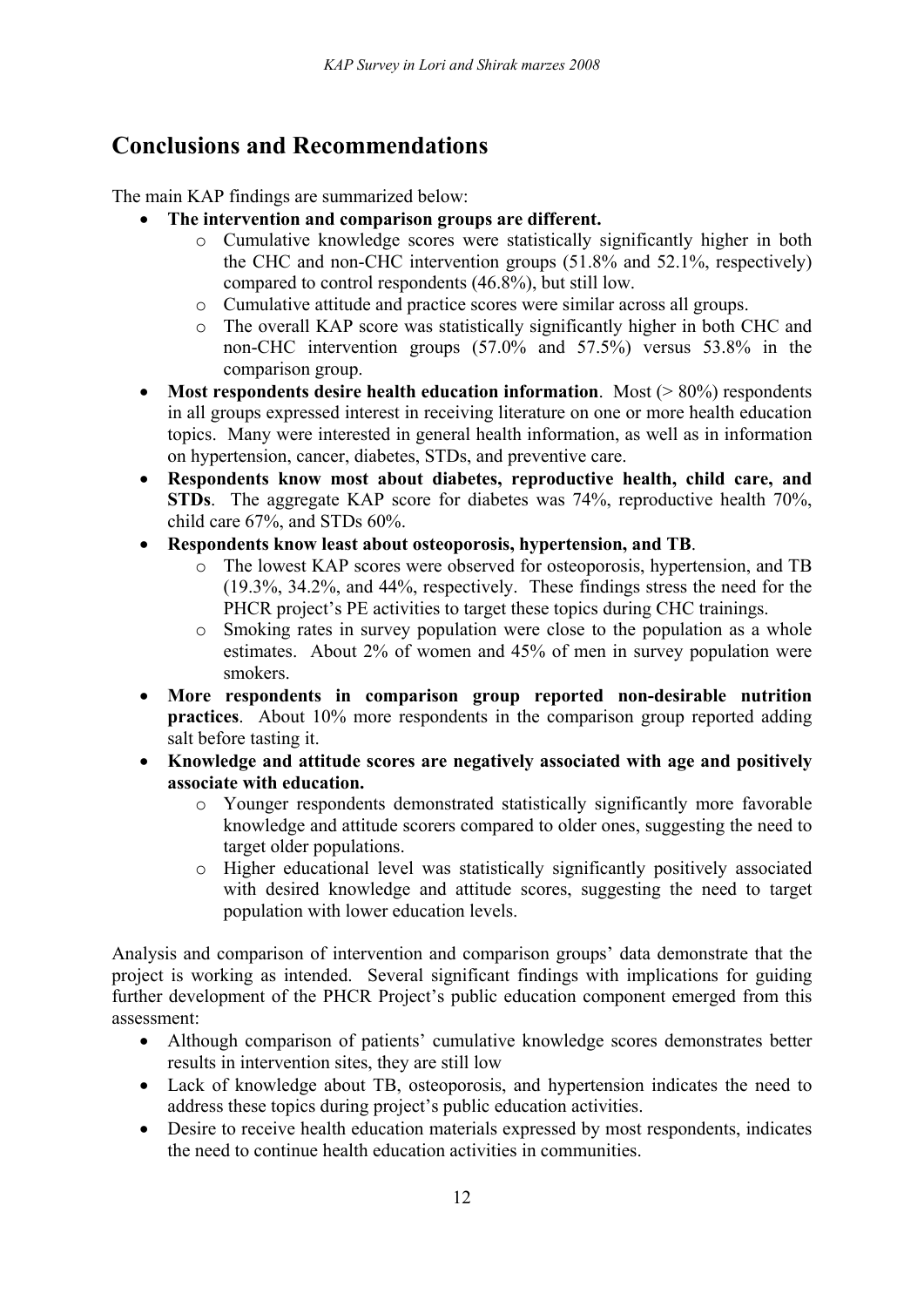## Conclusions and Recommendations

The main KAP findings are summarized below:

- **The intervention and comparison groups are different.**
    - Cumulative knowledge scores were statistically significantly higher in both the CHC and non-CHC intervention groups (51.8% and 52.1%, respectively) compared to control respondents (46.8%), but still low.
    - Cumulative attitude and practice scores were similar across all groups.
    - The overall KAP score was statistically significantly higher in both CHC and non-CHC intervention groups (57.0% and 57.5%) versus 53.8% in the comparison group.
- **Most respondents desire health education information**. Most (> 80%) respondents in all groups expressed interest in receiving literature on one or more health education topics. Many were interested in general health information, as well as in information on hypertension, cancer, diabetes, STDs, and preventive care.
- **Respondents know most about diabetes, reproductive health, child care, and STDs**. The aggregate KAP score for diabetes was 74%, reproductive health 70%, child care 67%, and STDs 60%.
- **Respondents know least about osteoporosis, hypertension, and TB**.
    - The lowest KAP scores were observed for osteoporosis, hypertension, and TB (19.3%, 34.2%, and 44%, respectively. These findings stress the need for the PHCR project's PE activities to target these topics during CHC trainings.
    - Smoking rates in survey population were close to the population as a whole estimates. About 2% of women and 45% of men in survey population were smokers.
- **More respondents in comparison group reported non-desirable nutrition practices**. About 10% more respondents in the comparison group reported adding salt before tasting it.
- **Knowledge and attitude scores are negatively associated with age and positively associate with education.**
    - Younger respondents demonstrated statistically significantly more favorable knowledge and attitude scorers compared to older ones, suggesting the need to target older populations.
    - Higher educational level was statistically significantly positively associated with desired knowledge and attitude scores, suggesting the need to target population with lower education levels.

Analysis and comparison of intervention and comparison groups' data demonstrate that the project is working as intended. Several significant findings with implications for guiding further development of the PHCR Project's public education component emerged from this assessment:

- Although comparison of patients' cumulative knowledge scores demonstrates better results in intervention sites, they are still low
- Lack of knowledge about TB, osteoporosis, and hypertension indicates the need to address these topics during project's public education activities.
- Desire to receive health education materials expressed by most respondents, indicates the need to continue health education activities in communities.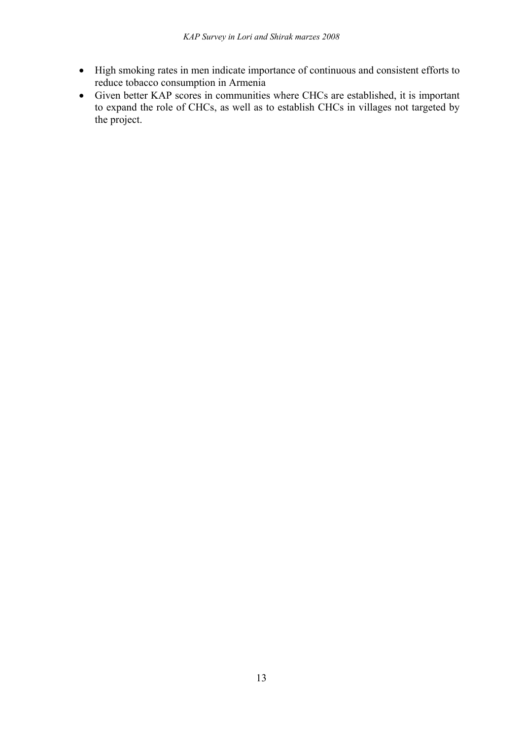- High smoking rates in men indicate importance of continuous and consistent efforts to reduce tobacco consumption in Armenia
- Given better KAP scores in communities where CHCs are established, it is important to expand the role of CHCs, as well as to establish CHCs in villages not targeted by the project.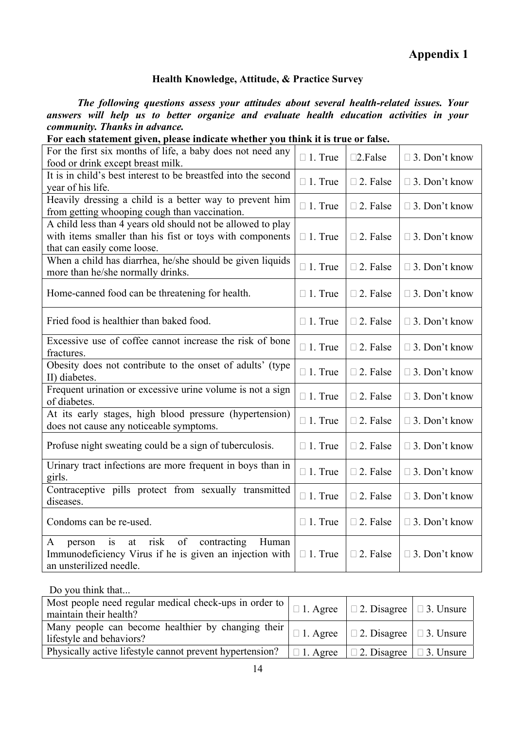# Appendix 1

### Health Knowledge, Attitude, & Practice Survey

***The following questions assess your attitudes about several health-related issues. Your answers will help us to better organize and evaluate health education activities in your community. Thanks in advance.***

**For each statement given, please indicate whether you think it is true or false.**

| | | | |
|---|---|---|---|
| For the first six months of life, a baby does not need any food or drink except breast milk. | □ 1. True | □2.False | □ 3. Don't know |
| It is in child's best interest to be breastfed into the second year of his life. | □ 1. True | □ 2. False | □ 3. Don't know |
| Heavily dressing a child is a better way to prevent him from getting whooping cough than vaccination. | □ 1. True | □ 2. False | □ 3. Don't know |
| A child less than 4 years old should not be allowed to play with items smaller than his fist or toys with components that can easily come loose. | □ 1. True | □ 2. False | □ 3. Don't know |
| When a child has diarrhea, he/she should be given liquids more than he/she normally drinks. | □ 1. True | □ 2. False | □ 3. Don't know |
| Home-canned food can be threatening for health. | □ 1. True | □ 2. False | □ 3. Don't know |
| Fried food is healthier than baked food. | □ 1. True | □ 2. False | □ 3. Don't know |
| Excessive use of coffee cannot increase the risk of bone fractures. | □ 1. True | □ 2. False | □ 3. Don't know |
| Obesity does not contribute to the onset of adults' (type II) diabetes. | □ 1. True | □ 2. False | □ 3. Don't know |
| Frequent urination or excessive urine volume is not a sign of diabetes. | □ 1. True | □ 2. False | □ 3. Don't know |
| At its early stages, high blood pressure (hypertension) does not cause any noticeable symptoms. | □ 1. True | □ 2. False | □ 3. Don't know |
| Profuse night sweating could be a sign of tuberculosis. | □ 1. True | □ 2. False | □ 3. Don't know |
| Urinary tract infections are more frequent in boys than in girls. | □ 1. True | □ 2. False | □ 3. Don't know |
| Contraceptive pills protect from sexually transmitted diseases. | □ 1. True | □ 2. False | □ 3. Don't know |
| Condoms can be re-used. | □ 1. True | □ 2. False | □ 3. Don't know |
| A person is at risk of contracting Human Immunodeficiency Virus if he is given an injection with an unsterilized needle. | □ 1. True | □ 2. False | □ 3. Don't know |

Do you think that...

| | | | |
|---|---|---|---|
| Most people need regular medical check-ups in order to maintain their health? | □ 1. Agree | □ 2. Disagree | □ 3. Unsure |
| Many people can become healthier by changing their lifestyle and behaviors? | □ 1. Agree | □ 2. Disagree | □ 3. Unsure |
| Physically active lifestyle cannot prevent hypertension? | □ 1. Agree | □ 2. Disagree | □ 3. Unsure |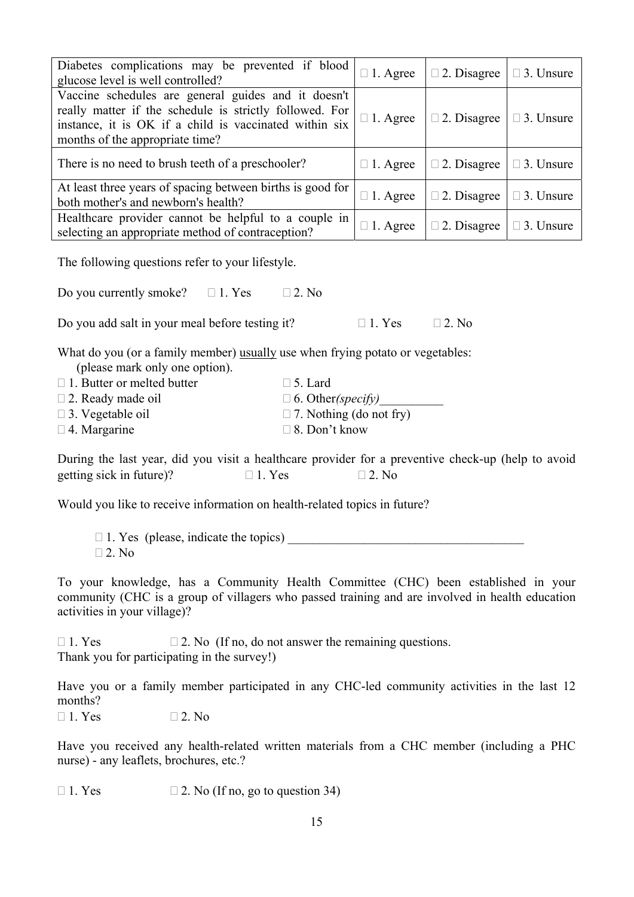| | | | |
|---|---|---|---|
| Diabetes complications may be prevented if blood glucose level is well controlled? | □ 1. Agree | □ 2. Disagree | □ 3. Unsure |
| Vaccine schedules are general guides and it doesn't really matter if the schedule is strictly followed. For instance, it is OK if a child is vaccinated within six months of the appropriate time? | □ 1. Agree | □ 2. Disagree | □ 3. Unsure |
| There is no need to brush teeth of a preschooler? | □ 1. Agree | □ 2. Disagree | □ 3. Unsure |
| At least three years of spacing between births is good for both mother's and newborn's health? | □ 1. Agree | □ 2. Disagree | □ 3. Unsure |
| Healthcare provider cannot be helpful to a couple in selecting an appropriate method of contraception? | □ 1. Agree | □ 2. Disagree | □ 3. Unsure |

The following questions refer to your lifestyle.

Do you currently smoke? □ 1. Yes □ 2. No

Do you add salt in your meal before testing it? □ 1. Yes □ 2. No

What do you (or a family member) <u>usually</u> use when frying potato or vegetables:
(please mark only one option).

□ 1. Butter or melted butter
□ 2. Ready made oil
□ 3. Vegetable oil
□ 4. Margarine
□ 5. Lard
□ 6. Other*(specify)*__________
□ 7. Nothing (do not fry)
□ 8. Don't know

During the last year, did you visit a healthcare provider for a preventive check-up (help to avoid getting sick in future)? □ 1. Yes □ 2. No

Would you like to receive information on health-related topics in future?

□ 1. Yes (please, indicate the topics) _____________________________________
□ 2. No

To your knowledge, has a Community Health Committee (CHC) been established in your community (CHC is a group of villagers who passed training and are involved in health education activities in your village)?

□ 1. Yes □ 2. No (If no, do not answer the remaining questions.
Thank you for participating in the survey!)

Have you or a family member participated in any CHC-led community activities in the last 12 months?
□ 1. Yes □ 2. No

Have you received any health-related written materials from a CHC member (including a PHC nurse) - any leaflets, brochures, etc.?

□ 1. Yes □ 2. No (If no, go to question 34)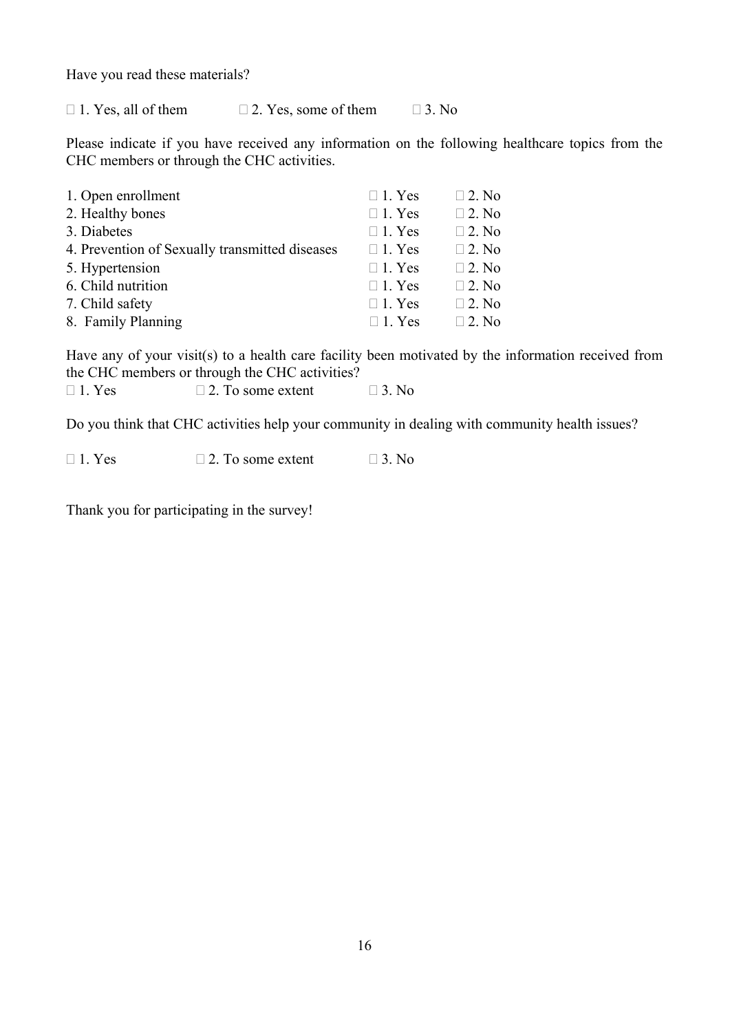Have you read these materials?

□ 1. Yes, all of them □ 2. Yes, some of them □ 3. No

Please indicate if you have received any information on the following healthcare topics from the CHC members or through the CHC activities.

| | | |
|---|---|---|
| 1. Open enrollment | □ 1. Yes | □ 2. No |
| 2. Healthy bones | □ 1. Yes | □ 2. No |
| 3. Diabetes | □ 1. Yes | □ 2. No |
| 4. Prevention of Sexually transmitted diseases | □ 1. Yes | □ 2. No |
| 5. Hypertension | □ 1. Yes | □ 2. No |
| 6. Child nutrition | □ 1. Yes | □ 2. No |
| 7. Child safety | □ 1. Yes | □ 2. No |
| 8. Family Planning | □ 1. Yes | □ 2. No |

Have any of your visit(s) to a health care facility been motivated by the information received from the CHC members or through the CHC activities?

□ 1. Yes □ 2. To some extent □ 3. No

Do you think that CHC activities help your community in dealing with community health issues?

□ 1. Yes □ 2. To some extent □ 3. No

Thank you for participating in the survey!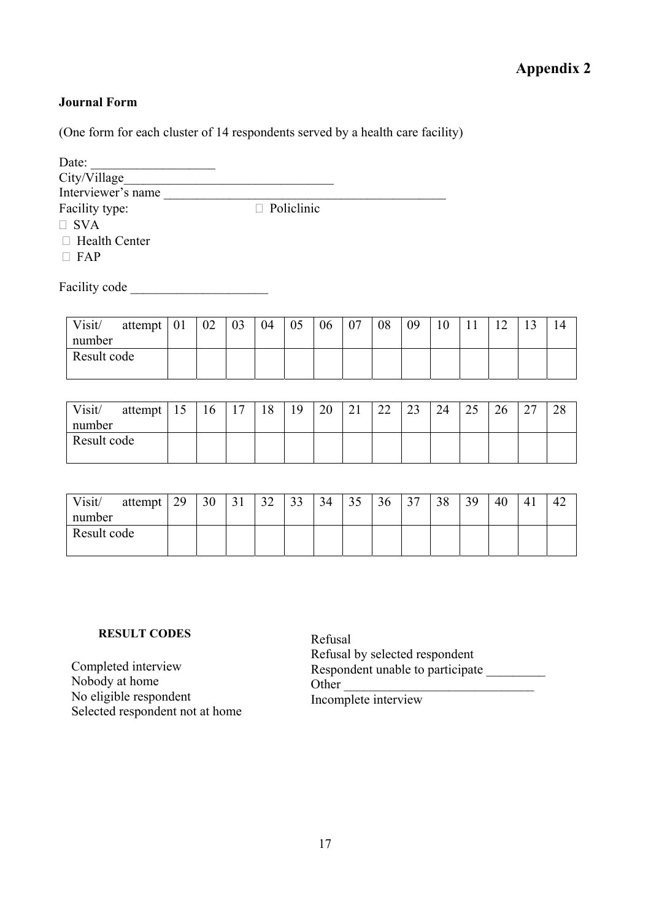# Appendix 2

**Journal Form**

(One form for each cluster of 14 respondents served by a health care facility)

Date: ___________________
City/Village________________________________
Interviewer's name ___________________________________________
Facility type: &nbsp;&nbsp;&nbsp;&nbsp;&nbsp;&nbsp;&nbsp;&nbsp;&nbsp;&nbsp;&nbsp;&nbsp;&nbsp;&nbsp;&nbsp;&nbsp;&nbsp;&nbsp;&nbsp;&nbsp;&nbsp;&nbsp;&nbsp;&nbsp; Policlinic

- SVA
- Health Center
- FAP

Facility code _____________________

| Visit/ attempt number | 01 | 02 | 03 | 04 | 05 | 06 | 07 | 08 | 09 | 10 | 11 | 12 | 13 | 14 |
|---|---|---|---|---|---|---|---|---|---|---|---|---|---|---|
| Result code | | | | | | | | | | | | | | |

| Visit/ attempt number | 15 | 16 | 17 | 18 | 19 | 20 | 21 | 22 | 23 | 24 | 25 | 26 | 27 | 28 |
|---|---|---|---|---|---|---|---|---|---|---|---|---|---|---|
| Result code | | | | | | | | | | | | | | |

| Visit/ attempt number | 29 | 30 | 31 | 32 | 33 | 34 | 35 | 36 | 37 | 38 | 39 | 40 | 41 | 42 |
|---|---|---|---|---|---|---|---|---|---|---|---|---|---|---|
| Result code | | | | | | | | | | | | | | |

**RESULT CODES**

Completed interview
Nobody at home
No eligible respondent
Selected respondent not at home
Refusal
Refusal by selected respondent
Respondent unable to participate _________
Other ______________________________
Incomplete interview